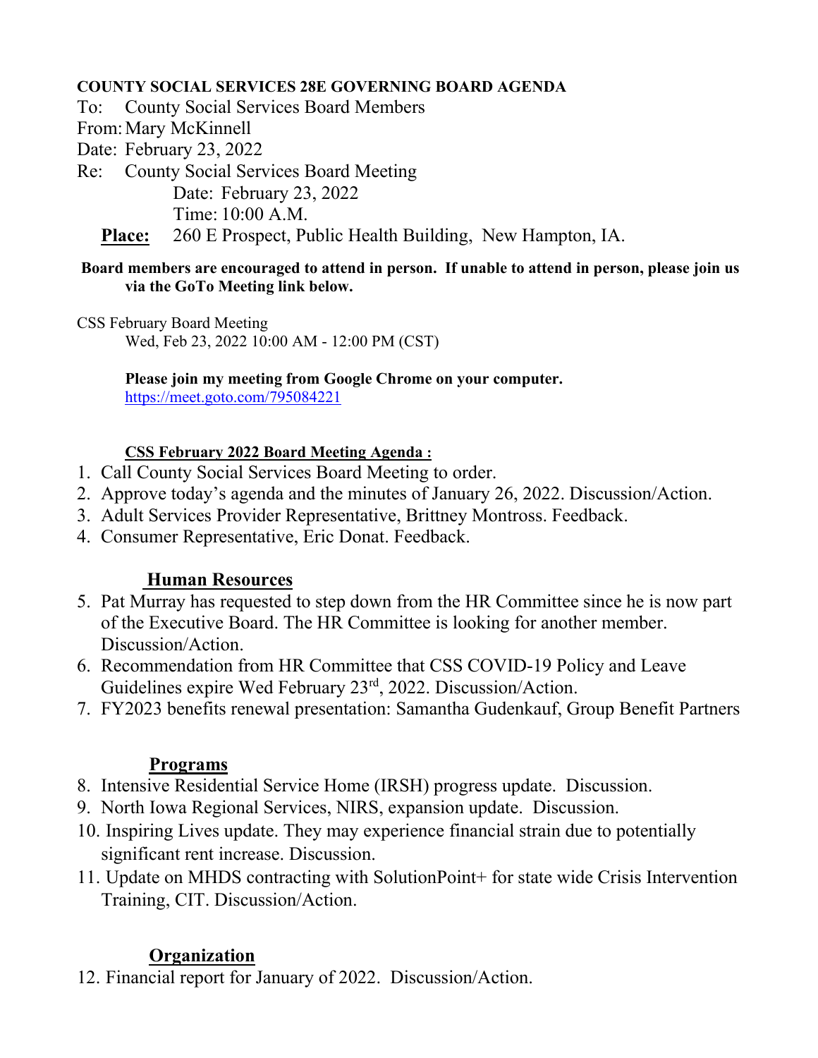**COUNTY SOCIAL SERVICES 28E GOVERNING BOARD AGENDA**

To: County Social Services Board Members

From: Mary McKinnell

Date: February 23, 2022

Re: County Social Services Board Meeting

Date: February 23, 2022

Time: 10:00 A.M.

**Place:** 260 E Prospect, Public Health Building, New Hampton, IA.

**Board members are encouraged to attend in person. If unable to attend in person, please join us via the GoTo Meeting link below.**

CSS February Board Meeting

Wed, Feb 23, 2022 10:00 AM - 12:00 PM (CST)

**Please join my meeting from Google Chrome on your computer.**

https://meet.goto.com/795084221

**CSS February 2022 Board Meeting Agenda :**

1. Call County Social Services Board Meeting to order.
2. Approve today's agenda and the minutes of January 26, 2022. Discussion/Action.
3. Adult Services Provider Representative, Brittney Montross. Feedback.
4. Consumer Representative, Eric Donat. Feedback.

## Human Resources

5. Pat Murray has requested to step down from the HR Committee since he is now part of the Executive Board. The HR Committee is looking for another member. Discussion/Action.
6. Recommendation from HR Committee that CSS COVID-19 Policy and Leave Guidelines expire Wed February 23rd, 2022. Discussion/Action.
7. FY2023 benefits renewal presentation: Samantha Gudenkauf, Group Benefit Partners

## Programs

8. Intensive Residential Service Home (IRSH) progress update. Discussion.
9. North Iowa Regional Services, NIRS, expansion update. Discussion.
10. Inspiring Lives update. They may experience financial strain due to potentially significant rent increase. Discussion.
11. Update on MHDS contracting with SolutionPoint+ for state wide Crisis Intervention Training, CIT. Discussion/Action.

## Organization

12. Financial report for January of 2022. Discussion/Action.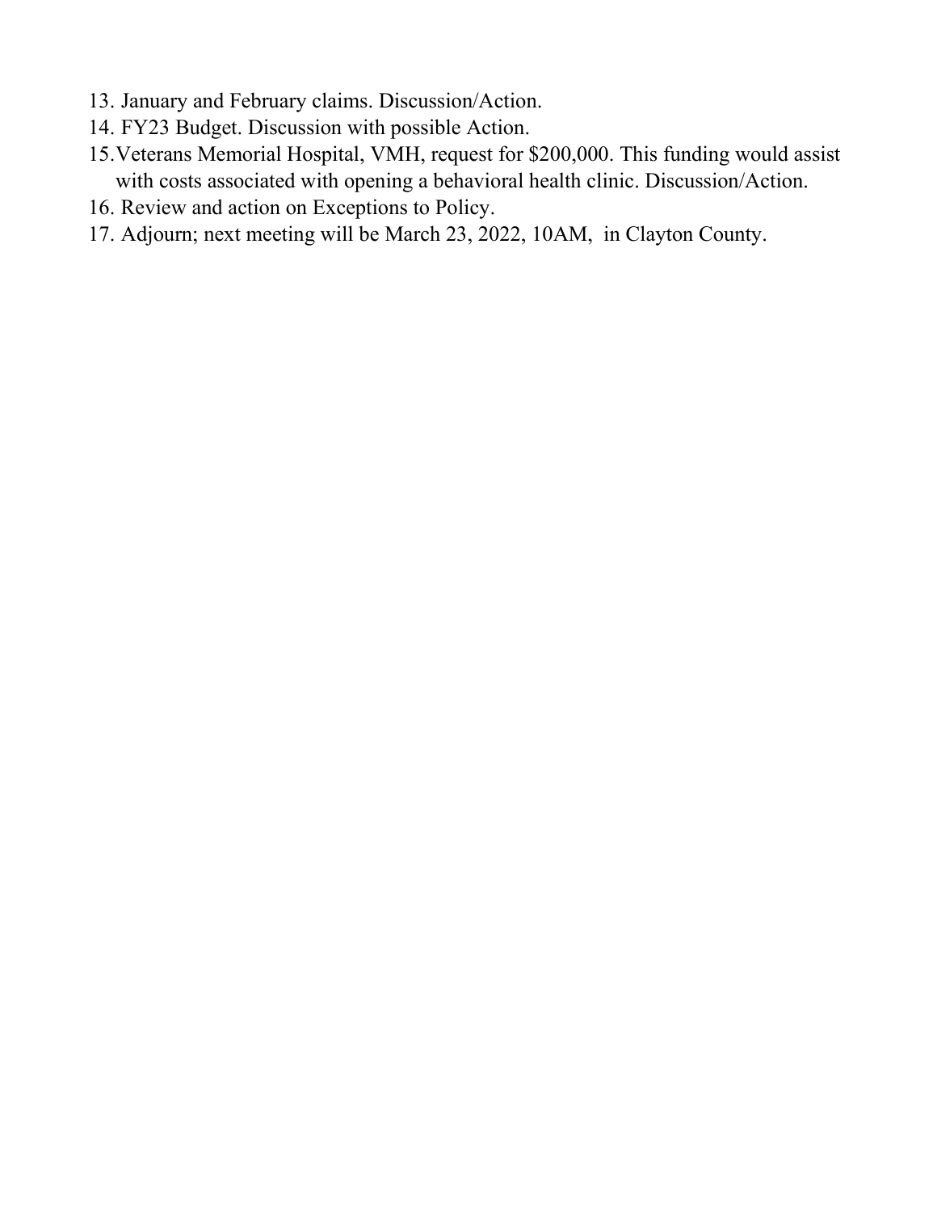13. January and February claims. Discussion/Action.
14. FY23 Budget. Discussion with possible Action.
15. Veterans Memorial Hospital, VMH, request for $200,000. This funding would assist with costs associated with opening a behavioral health clinic. Discussion/Action.
16. Review and action on Exceptions to Policy.
17. Adjourn; next meeting will be March 23, 2022, 10AM, in Clayton County.